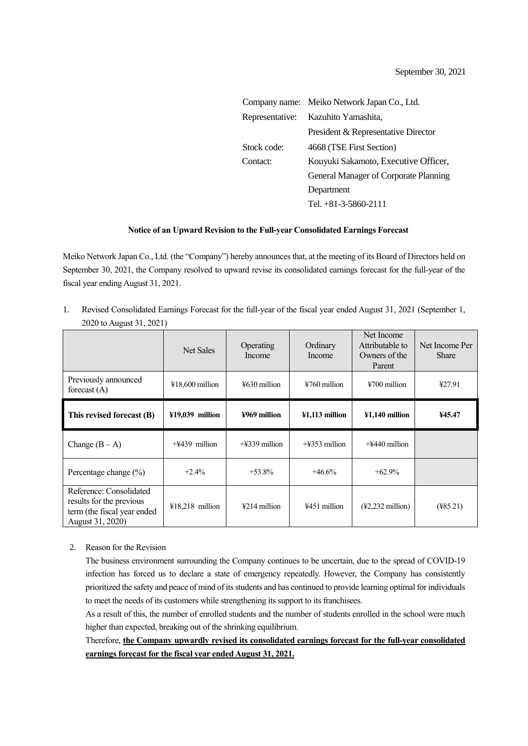September 30, 2021

Company name: Meiko Network Japan Co., Ltd.
Representative: Kazuhito Yamashita,
President & Representative Director
Stock code: 4668 (TSE First Section)
Contact: Kouyuki Sakamoto, Executive Officer,
General Manager of Corporate Planning Department
Tel. +81-3-5860-2111

**Notice of an Upward Revision to the Full-year Consolidated Earnings Forecast**

Meiko Network Japan Co., Ltd. (the "Company") hereby announces that, at the meeting of its Board of Directors held on September 30, 2021, the Company resolved to upward revise its consolidated earnings forecast for the full-year of the fiscal year ending August 31, 2021.

1. Revised Consolidated Earnings Forecast for the full-year of the fiscal year ended August 31, 2021 (September 1, 2020 to August 31, 2021)

| | Net Sales | Operating Income | Ordinary Income | Net Income Attributable to Owners of the Parent | Net Income Per Share |
|---|---|---|---|---|---|
| Previously announced forecast (A) | ¥18,600 million | ¥630 million | ¥760 million | ¥700 million | ¥27.91 |
| **This revised forecast (B)** | **¥19,039 million** | **¥969 million** | **¥1,113 million** | **¥1,140 million** | **¥45.47** |
| Change (B – A) | +¥439 million | +¥339 million | +¥353 million | +¥440 million | |
| Percentage change (%) | +2.4% | +53.8% | +46.6% | +62.9% | |
| Reference: Consolidated results for the previous term (the fiscal year ended August 31, 2020) | ¥18,218 million | ¥214 million | ¥451 million | (¥2,232 million) | (¥85.21) |

2. Reason for the Revision

The business environment surrounding the Company continues to be uncertain, due to the spread of COVID-19 infection has forced us to declare a state of emergency repeatedly. However, the Company has consistently prioritized the safety and peace of mind of its students and has continued to provide learning optimal for individuals to meet the needs of its customers while strengthening its support to its franchisees.

As a result of this, the number of enrolled students and the number of students enrolled in the school were much higher than expected, breaking out of the shrinking equilibrium.

Therefore, **the Company upwardly revised its consolidated earnings forecast for the full-year consolidated earnings forecast for the fiscal year ended August 31, 2021.**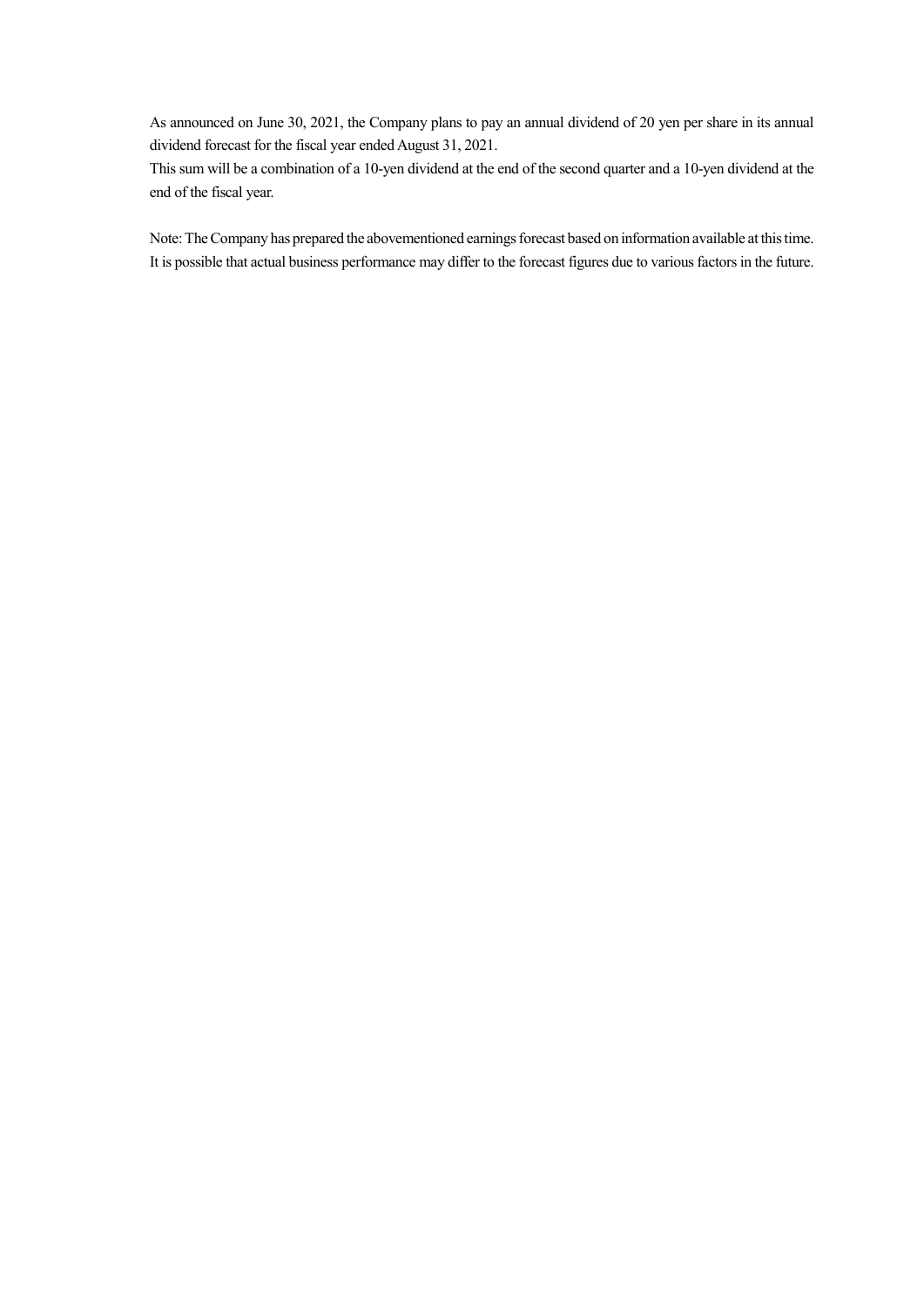As announced on June 30, 2021, the Company plans to pay an annual dividend of 20 yen per share in its annual dividend forecast for the fiscal year ended August 31, 2021.
This sum will be a combination of a 10-yen dividend at the end of the second quarter and a 10-yen dividend at the end of the fiscal year.

Note: The Company has prepared the abovementioned earnings forecast based on information available at this time. It is possible that actual business performance may differ to the forecast figures due to various factors in the future.